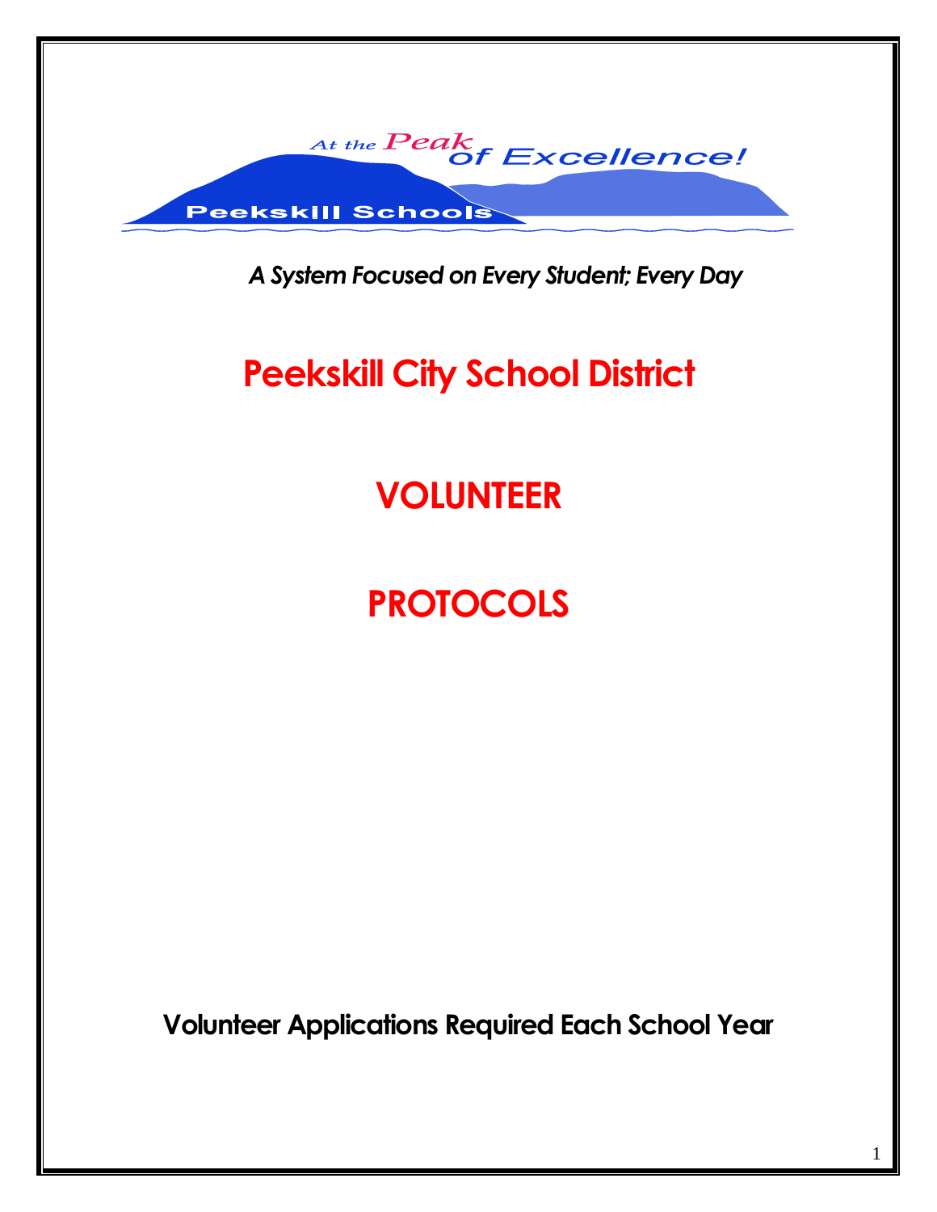At the Peak of Excellence!

Peekskill Schools

*A System Focused on Every Student; Every Day*

# Peekskill City School District

# VOLUNTEER

# PROTOCOLS

**Volunteer Applications Required Each School Year**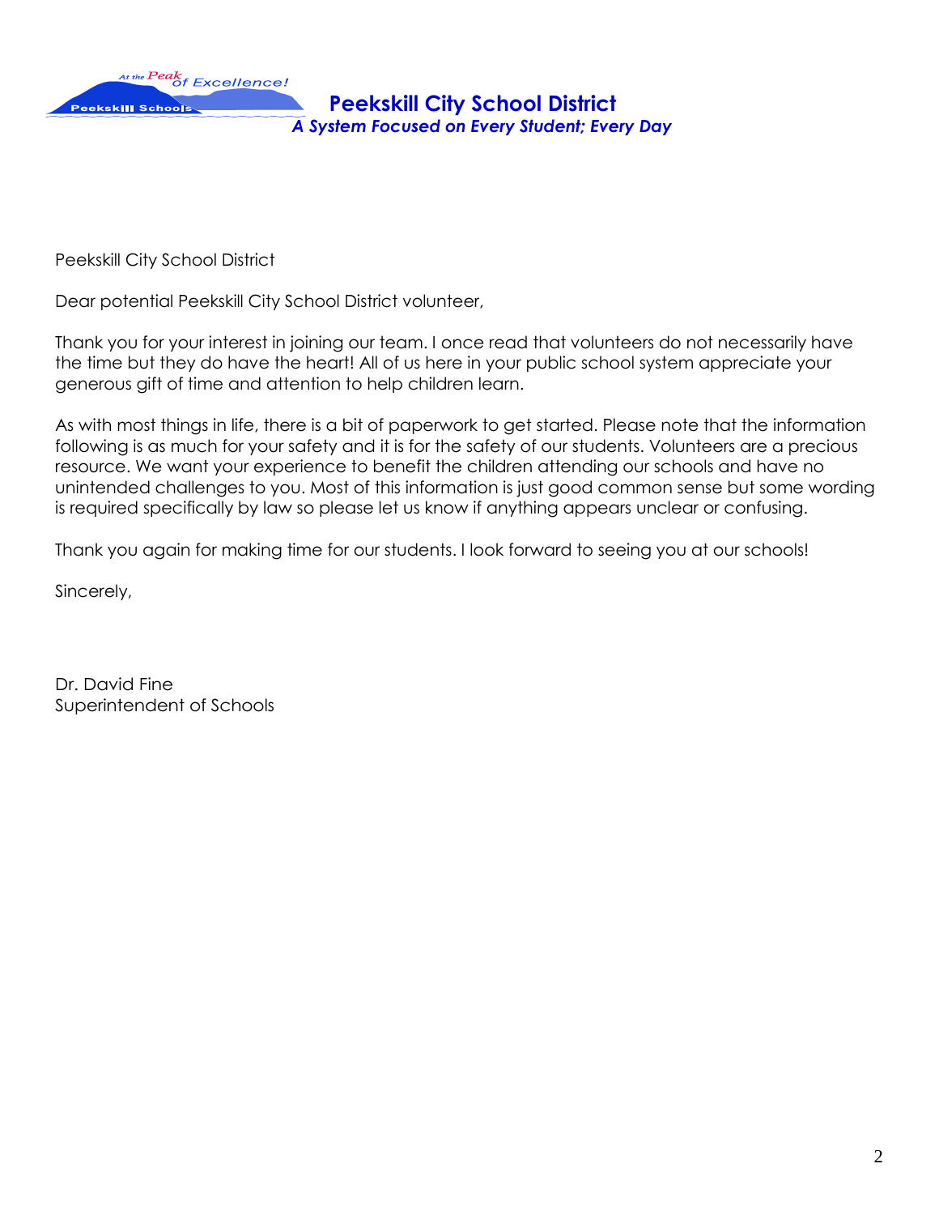**Peekskill City School District**
*A System Focused on Every Student; Every Day*

Peekskill City School District

Dear potential Peekskill City School District volunteer,

Thank you for your interest in joining our team. I once read that volunteers do not necessarily have the time but they do have the heart! All of us here in your public school system appreciate your generous gift of time and attention to help children learn.

As with most things in life, there is a bit of paperwork to get started. Please note that the information following is as much for your safety and it is for the safety of our students. Volunteers are a precious resource. We want your experience to benefit the children attending our schools and have no unintended challenges to you. Most of this information is just good common sense but some wording is required specifically by law so please let us know if anything appears unclear or confusing.

Thank you again for making time for our students. I look forward to seeing you at our schools!

Sincerely,

Dr. David Fine
Superintendent of Schools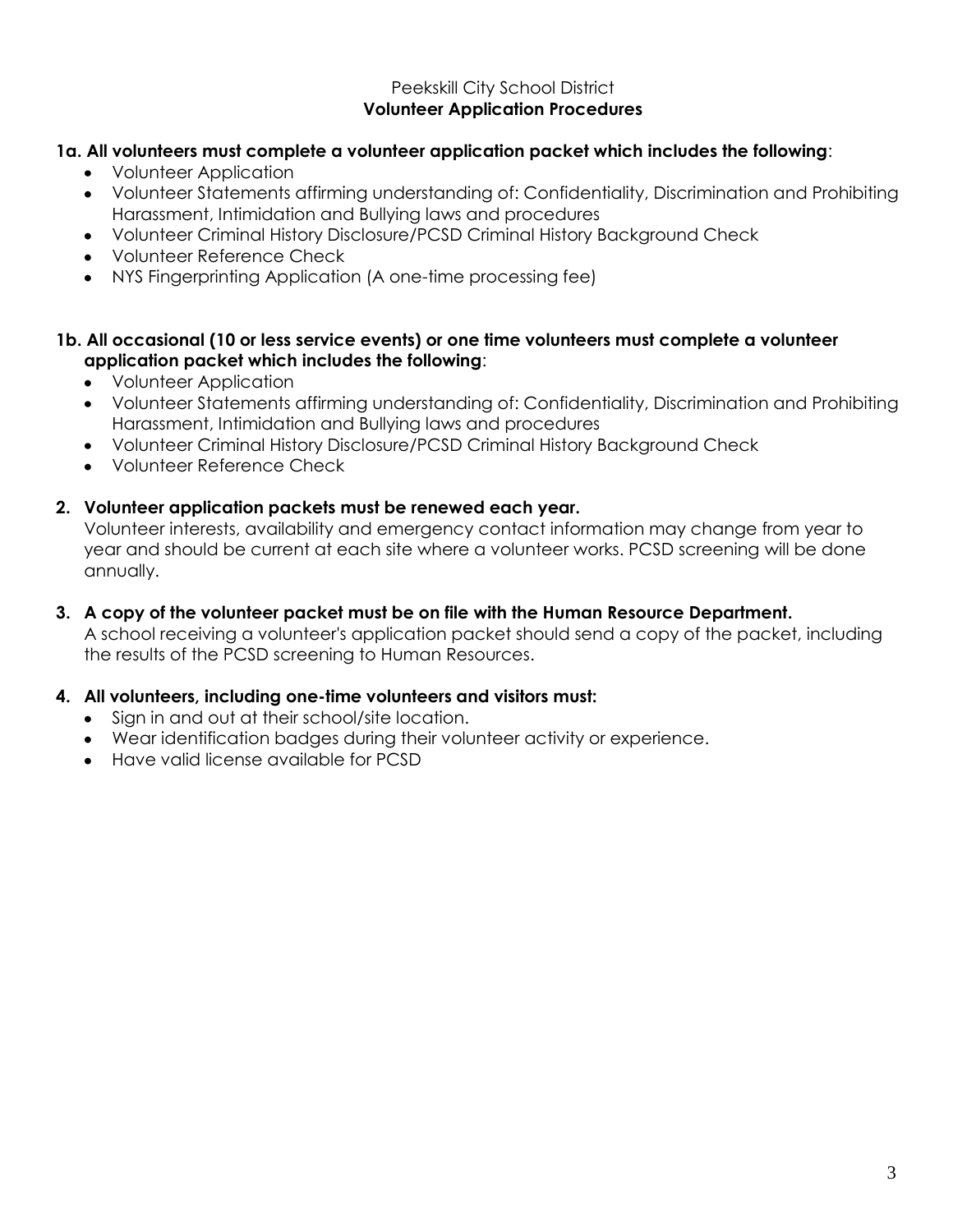Peekskill City School District

**Volunteer Application Procedures**

**1a. All volunteers must complete a volunteer application packet which includes the following**:

- Volunteer Application
- Volunteer Statements affirming understanding of: Confidentiality, Discrimination and Prohibiting Harassment, Intimidation and Bullying laws and procedures
- Volunteer Criminal History Disclosure/PCSD Criminal History Background Check
- Volunteer Reference Check
- NYS Fingerprinting Application (A one-time processing fee)

**1b. All occasional (10 or less service events) or one time volunteers must complete a volunteer application packet which includes the following**:

- Volunteer Application
- Volunteer Statements affirming understanding of: Confidentiality, Discrimination and Prohibiting Harassment, Intimidation and Bullying laws and procedures
- Volunteer Criminal History Disclosure/PCSD Criminal History Background Check
- Volunteer Reference Check

**2. Volunteer application packets must be renewed each year.**

Volunteer interests, availability and emergency contact information may change from year to year and should be current at each site where a volunteer works. PCSD screening will be done annually.

**3. A copy of the volunteer packet must be on file with the Human Resource Department.**

A school receiving a volunteer's application packet should send a copy of the packet, including the results of the PCSD screening to Human Resources.

**4. All volunteers, including one-time volunteers and visitors must:**

- Sign in and out at their school/site location.
- Wear identification badges during their volunteer activity or experience.
- Have valid license available for PCSD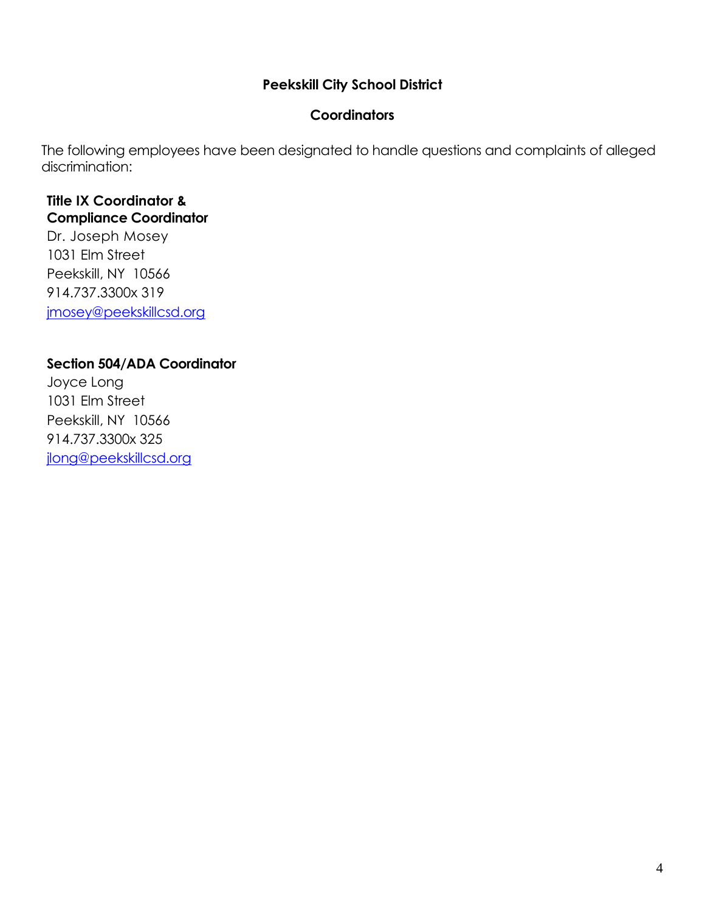## Peekskill City School District

## Coordinators

The following employees have been designated to handle questions and complaints of alleged discrimination:

**Title IX Coordinator &**
**Compliance Coordinator**
Dr. Joseph Mosey
1031 Elm Street
Peekskill, NY 10566
914.737.3300x 319
jmosey@peekskillcsd.org

**Section 504/ADA Coordinator**
Joyce Long
1031 Elm Street
Peekskill, NY 10566
914.737.3300x 325
jlong@peekskillcsd.org